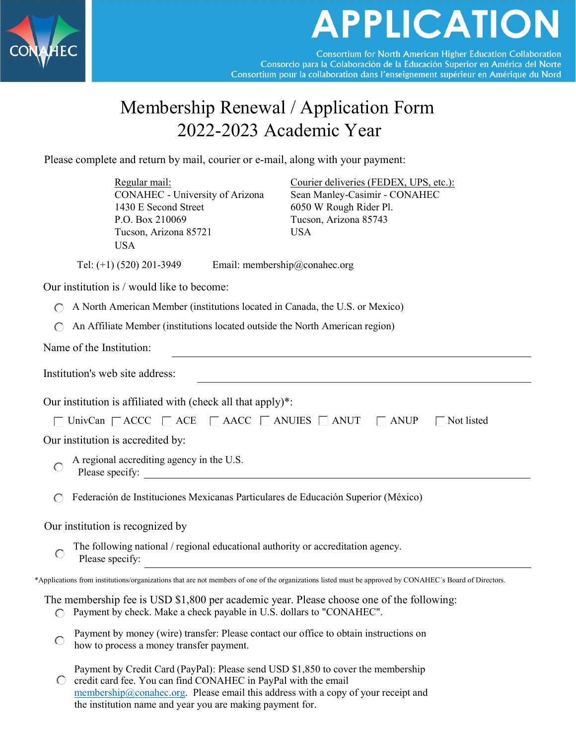# APPLICATION

Consortium for North American Higher Education Collaboration
Consorcio para la Colaboración de la Educación Superior en América del Norte
Consortium pour la collaboration dans l'enseignement supérieur en Amérique du Nord

## Membership Renewal / Application Form
## 2022-2023 Academic Year

Please complete and return by mail, courier or e-mail, along with your payment:

Regular mail:
CONAHEC - University of Arizona
1430 E Second Street
P.O. Box 210069
Tucson, Arizona 85721
USA

Courier deliveries (FEDEX, UPS, etc.):
Sean Manley-Casimir - CONAHEC
6050 W Rough Rider Pl.
Tucson, Arizona 85743
USA

Tel: (+1) (520) 201-3949    Email: membership@conahec.org

Our institution is / would like to become:

- ◯ A North American Member (institutions located in Canada, the U.S. or Mexico)
- ◯ An Affiliate Member (institutions located outside the North American region)

Name of the Institution: ______________________________

Institution's web site address: ______________________________

Our institution is affiliated with (check all that apply)*:

☐ UnivCan ☐ ACCC ☐ ACE ☐ AACC ☐ ANUIES ☐ ANUT ☐ ANUP ☐ Not listed

Our institution is accredited by:

- ◯ A regional accrediting agency in the U.S.
  Please specify: ______________________________
- ◯ Federación de Instituciones Mexicanas Particulares de Educación Superior (México)

Our institution is recognized by

- ◯ The following national / regional educational authority or accreditation agency.
  Please specify: ______________________________

*Applications from institutions/organizations that are not members of one of the organizations listed must be approved by CONAHEC´s Board of Directors.

The membership fee is USD $1,800 per academic year. Please choose one of the following:

- ◯ Payment by check. Make a check payable in U.S. dollars to "CONAHEC".
- ◯ Payment by money (wire) transfer: Please contact our office to obtain instructions on how to process a money transfer payment.
- ◯ Payment by Credit Card (PayPal): Please send USD $1,850 to cover the membership credit card fee. You can find CONAHEC in PayPal with the email membership@conahec.org. Please email this address with a copy of your receipt and the institution name and year you are making payment for.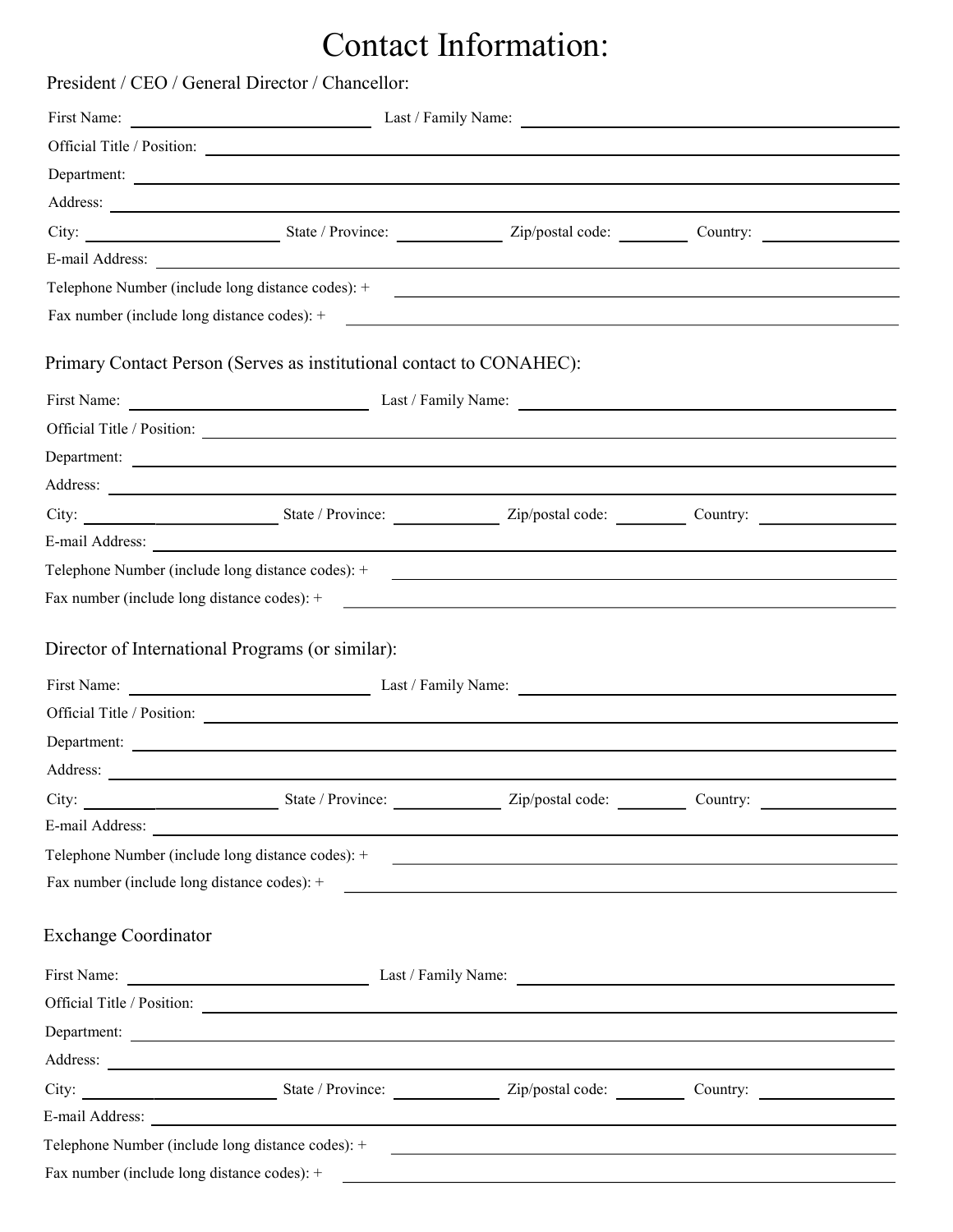# Contact Information:

## President / CEO / General Director / Chancellor:

First Name: ______________________ Last / Family Name: ______________________

Official Title / Position: ______________________

Department: ______________________

Address: ______________________

City: ____________ State / Province: ____________ Zip/postal code: ________ Country: ____________

E-mail Address: ______________________

Telephone Number (include long distance codes): + ______________________

Fax number (include long distance codes): + ______________________

## Primary Contact Person (Serves as institutional contact to CONAHEC):

First Name: ______________________ Last / Family Name: ______________________

Official Title / Position: ______________________

Department: ______________________

Address: ______________________

City: ____________ State / Province: ____________ Zip/postal code: ________ Country: ____________

E-mail Address: ______________________

Telephone Number (include long distance codes): + ______________________

Fax number (include long distance codes): + ______________________

## Director of International Programs (or similar):

First Name: ______________________ Last / Family Name: ______________________

Official Title / Position: ______________________

Department: ______________________

Address: ______________________

City: ____________ State / Province: ____________ Zip/postal code: ________ Country: ____________

E-mail Address: ______________________

Telephone Number (include long distance codes): + ______________________

Fax number (include long distance codes): + ______________________

## Exchange Coordinator

First Name: ______________________ Last / Family Name: ______________________

Official Title / Position: ______________________

Department: ______________________

Address: ______________________

City: ____________ State / Province: ____________ Zip/postal code: ________ Country: ____________

E-mail Address: ______________________

Telephone Number (include long distance codes): + ______________________

Fax number (include long distance codes): + ______________________